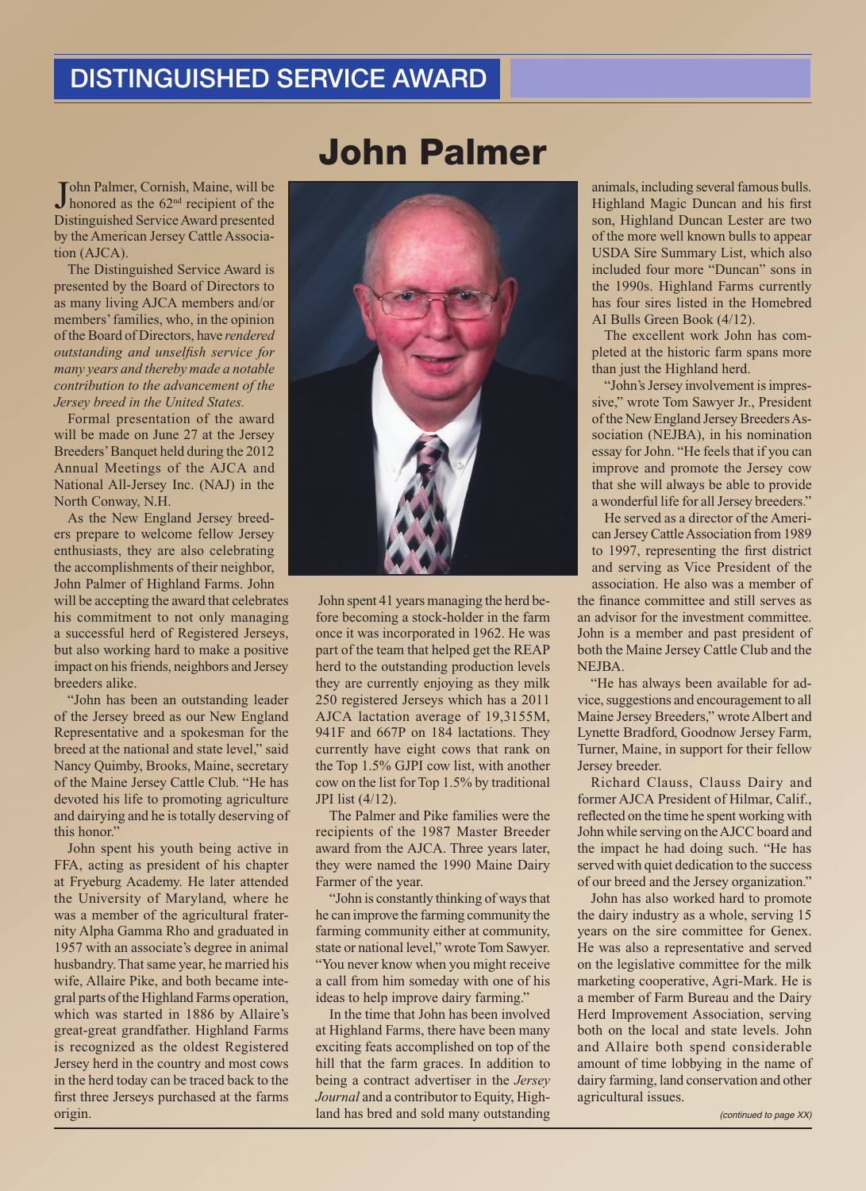# DISTINGUISHED SERVICE AWARD

## John Palmer

John Palmer, Cornish, Maine, will be honored as the 62nd recipient of the Distinguished Service Award presented by the American Jersey Cattle Association (AJCA).

The Distinguished Service Award is presented by the Board of Directors to as many living AJCA members and/or members' families, who, in the opinion of the Board of Directors, have *rendered outstanding and unselfish service for many years and thereby made a notable contribution to the advancement of the Jersey breed in the United States.*

Formal presentation of the award will be made on June 27 at the Jersey Breeders' Banquet held during the 2012 Annual Meetings of the AJCA and National All-Jersey Inc. (NAJ) in the North Conway, N.H.

As the New England Jersey breeders prepare to welcome fellow Jersey enthusiasts, they are also celebrating the accomplishments of their neighbor, John Palmer of Highland Farms. John will be accepting the award that celebrates his commitment to not only managing a successful herd of Registered Jerseys, but also working hard to make a positive impact on his friends, neighbors and Jersey breeders alike.

"John has been an outstanding leader of the Jersey breed as our New England Representative and a spokesman for the breed at the national and state level," said Nancy Quimby, Brooks, Maine, secretary of the Maine Jersey Cattle Club. "He has devoted his life to promoting agriculture and dairying and he is totally deserving of this honor."

John spent his youth being active in FFA, acting as president of his chapter at Fryeburg Academy. He later attended the University of Maryland, where he was a member of the agricultural fraternity Alpha Gamma Rho and graduated in 1957 with an associate's degree in animal husbandry. That same year, he married his wife, Allaire Pike, and both became integral parts of the Highland Farms operation, which was started in 1886 by Allaire's great-great grandfather. Highland Farms is recognized as the oldest Registered Jersey herd in the country and most cows in the herd today can be traced back to the first three Jerseys purchased at the farms origin.

John spent 41 years managing the herd before becoming a stock-holder in the farm once it was incorporated in 1962. He was part of the team that helped get the REAP herd to the outstanding production levels they are currently enjoying as they milk 250 registered Jerseys which has a 2011 AJCA lactation average of 19,3155M, 941F and 667P on 184 lactations. They currently have eight cows that rank on the Top 1.5% GJPI cow list, with another cow on the list for Top 1.5% by traditional JPI list (4/12).

The Palmer and Pike families were the recipients of the 1987 Master Breeder award from the AJCA. Three years later, they were named the 1990 Maine Dairy Farmer of the year.

"John is constantly thinking of ways that he can improve the farming community the farming community either at community, state or national level," wrote Tom Sawyer. "You never know when you might receive a call from him someday with one of his ideas to help improve dairy farming."

In the time that John has been involved at Highland Farms, there have been many exciting feats accomplished on top of the hill that the farm graces. In addition to being a contract advertiser in the *Jersey Journal* and a contributor to Equity, Highland has bred and sold many outstanding animals, including several famous bulls. Highland Magic Duncan and his first son, Highland Duncan Lester are two of the more well known bulls to appear USDA Sire Summary List, which also included four more "Duncan" sons in the 1990s. Highland Farms currently has four sires listed in the Homebred AI Bulls Green Book (4/12).

The excellent work John has completed at the historic farm spans more than just the Highland herd.

"John's Jersey involvement is impressive," wrote Tom Sawyer Jr., President of the New England Jersey Breeders Association (NEJBA), in his nomination essay for John. "He feels that if you can improve and promote the Jersey cow that she will always be able to provide a wonderful life for all Jersey breeders."

He served as a director of the American Jersey Cattle Association from 1989 to 1997, representing the first district and serving as Vice President of the association. He also was a member of the finance committee and still serves as an advisor for the investment committee. John is a member and past president of both the Maine Jersey Cattle Club and the NEJBA.

"He has always been available for advice, suggestions and encouragement to all Maine Jersey Breeders," wrote Albert and Lynette Bradford, Goodnow Jersey Farm, Turner, Maine, in support for their fellow Jersey breeder.

Richard Clauss, Clauss Dairy and former AJCA President of Hilmar, Calif., reflected on the time he spent working with John while serving on the AJCC board and the impact he had doing such. "He has served with quiet dedication to the success of our breed and the Jersey organization."

John has also worked hard to promote the dairy industry as a whole, serving 15 years on the sire committee for Genex. He was also a representative and served on the legislative committee for the milk marketing cooperative, Agri-Mark. He is a member of Farm Bureau and the Dairy Herd Improvement Association, serving both on the local and state levels. John and Allaire both spend considerable amount of time lobbying in the name of dairy farming, land conservation and other agricultural issues.

*(continued to page XX)*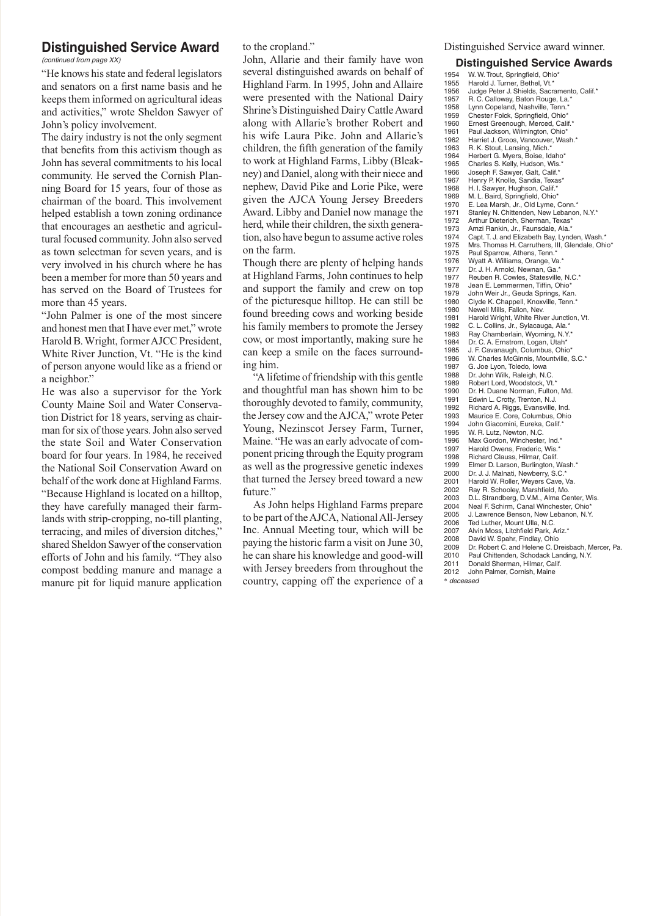## Distinguished Service Award

*(continued from page XX)*

"He knows his state and federal legislators and senators on a first name basis and he keeps them informed on agricultural ideas and activities," wrote Sheldon Sawyer of John's policy involvement.

The dairy industry is not the only segment that benefits from this activism though as John has several commitments to his local community. He served the Cornish Planning Board for 15 years, four of those as chairman of the board. This involvement helped establish a town zoning ordinance that encourages an aesthetic and agricultural focused community. John also served as town selectman for seven years, and is very involved in his church where he has been a member for more than 50 years and has served on the Board of Trustees for more than 45 years.

"John Palmer is one of the most sincere and honest men that I have ever met," wrote Harold B. Wright, former AJCC President, White River Junction, Vt. "He is the kind of person anyone would like as a friend or a neighbor."

He was also a supervisor for the York County Maine Soil and Water Conservation District for 18 years, serving as chairman for six of those years. John also served the state Soil and Water Conservation board for four years. In 1984, he received the National Soil Conservation Award on behalf of the work done at Highland Farms.

"Because Highland is located on a hilltop, they have carefully managed their farmlands with strip-cropping, no-till planting, terracing, and miles of diversion ditches," shared Sheldon Sawyer of the conservation efforts of John and his family. "They also compost bedding manure and manage a manure pit for liquid manure application to the cropland."

John, Allarie and their family have won several distinguished awards on behalf of Highland Farm. In 1995, John and Allaire were presented with the National Dairy Shrine's Distinguished Dairy Cattle Award along with Allarie's brother Robert and his wife Laura Pike. John and Allarie's children, the fifth generation of the family to work at Highland Farms, Libby (Bleakney) and Daniel, along with their niece and nephew, David Pike and Lorie Pike, were given the AJCA Young Jersey Breeders Award. Libby and Daniel now manage the herd, while their children, the sixth generation, also have begun to assume active roles on the farm.

Though there are plenty of helping hands at Highland Farms, John continues to help and support the family and crew on top of the picturesque hilltop. He can still be found breeding cows and working beside his family members to promote the Jersey cow, or most importantly, making sure he can keep a smile on the faces surrounding him.

"A lifetime of friendship with this gentle and thoughtful man has shown him to be thoroughly devoted to family, community, the Jersey cow and the AJCA," wrote Peter Young, Nezinscot Jersey Farm, Turner, Maine. "He was an early advocate of component pricing through the Equity program as well as the progressive genetic indexes that turned the Jersey breed toward a new future."

As John helps Highland Farms prepare to be part of the AJCA, National All-Jersey Inc. Annual Meeting tour, which will be paying the historic farm a visit on June 30, he can share his knowledge and good-will with Jersey breeders from throughout the country, capping off the experience of a Distinguished Service award winner.

### Distinguished Service Awards

| | |
|---|---|
| 1954 | W. W. Trout, Springfield, Ohio* |
| 1955 | Harold J. Turner, Bethel, Vt.* |
| 1956 | Judge Peter J. Shields, Sacramento, Calif.* |
| 1957 | R. C. Calloway, Baton Rouge, La.* |
| 1958 | Lynn Copeland, Nashville, Tenn.* |
| 1959 | Chester Folck, Springfield, Ohio* |
| 1960 | Ernest Greenough, Merced, Calif.* |
| 1961 | Paul Jackson, Wilmington, Ohio* |
| 1962 | Harriet J. Groos, Vancouver, Wash.* |
| 1963 | R. K. Stout, Lansing, Mich.* |
| 1964 | Herbert G. Myers, Boise, Idaho* |
| 1965 | Charles S. Kelly, Hudson, Wis.* |
| 1966 | Joseph F. Sawyer, Galt, Calif.* |
| 1967 | Henry P. Knolle, Sandia, Texas* |
| 1968 | H. I. Sawyer, Hughson, Calif.* |
| 1969 | M. L. Baird, Springfield, Ohio* |
| 1970 | E. Lea Marsh, Jr., Old Lyme, Conn.* |
| 1971 | Stanley N. Chittenden, New Lebanon, N.Y.* |
| 1972 | Arthur Dieterich, Sherman, Texas* |
| 1973 | Amzi Rankin, Jr., Faunsdale, Ala.* |
| 1974 | Capt. T. J. and Elizabeth Bay, Lynden, Wash.* |
| 1975 | Mrs. Thomas H. Carruthers, III, Glendale, Ohio* |
| 1975 | Paul Sparrow, Athens, Tenn.* |
| 1976 | Wyatt A. Williams, Orange, Va.* |
| 1977 | Dr. J. H. Arnold, Newnan, Ga.* |
| 1977 | Reuben R. Cowles, Statesville, N.C.* |
| 1978 | Jean E. Lemmermen, Tiffin, Ohio* |
| 1979 | John Weir Jr., Geuda Springs, Kan. |
| 1980 | Clyde K. Chappell, Knoxville, Tenn.* |
| 1980 | Newell Mills, Fallon, Nev. |
| 1981 | Harold Wright, White River Junction, Vt. |
| 1982 | C. L. Collins, Jr., Sylacauga, Ala.* |
| 1983 | Ray Chamberlain, Wyoming, N.Y.* |
| 1984 | Dr. C. A. Ernstrom, Logan, Utah* |
| 1985 | J. F. Cavanaugh, Columbus, Ohio* |
| 1986 | W. Charles McGinnis, Mountville, S.C.* |
| 1987 | G. Joe Lyon, Toledo, Iowa |
| 1988 | Dr. John Wilk, Raleigh, N.C. |
| 1989 | Robert Lord, Woodstock, Vt.* |
| 1990 | Dr. H. Duane Norman, Fulton, Md. |
| 1991 | Edwin L. Crotty, Trenton, N.J. |
| 1992 | Richard A. Riggs, Evansville, Ind. |
| 1993 | Maurice E. Core, Columbus, Ohio |
| 1994 | John Giacomini, Eureka, Calif.* |
| 1995 | W. R. Lutz, Newton, N.C. |
| 1996 | Max Gordon, Winchester, Ind.* |
| 1997 | Harold Owens, Frederic, Wis.* |
| 1998 | Richard Clauss, Hilmar, Calif. |
| 1999 | Elmer D. Larson, Burlington, Wash.* |
| 2000 | Dr. J. J. Malnati, Newberry, S.C.* |
| 2001 | Harold W. Roller, Weyers Cave, Va. |
| 2002 | Ray R. Schooley, Marshfield, Mo. |
| 2003 | D.L. Strandberg, D.V.M., Alma Center, Wis. |
| 2004 | Neal F. Schirm, Canal Winchester, Ohio* |
| 2005 | J. Lawrence Benson, New Lebanon, N.Y. |
| 2006 | Ted Luther, Mount Ulla, N.C. |
| 2007 | Alvin Moss, Litchfield Park, Ariz.* |
| 2008 | David W. Spahr, Findlay, Ohio |
| 2009 | Dr. Robert C. and Helene C. Dreisbach, Mercer, Pa. |
| 2010 | Paul Chittenden, Schodack Landing, N.Y. |
| 2011 | Donald Sherman, Hilmar, Calif. |
| 2012 | John Palmer, Cornish, Maine |

*\* deceased*